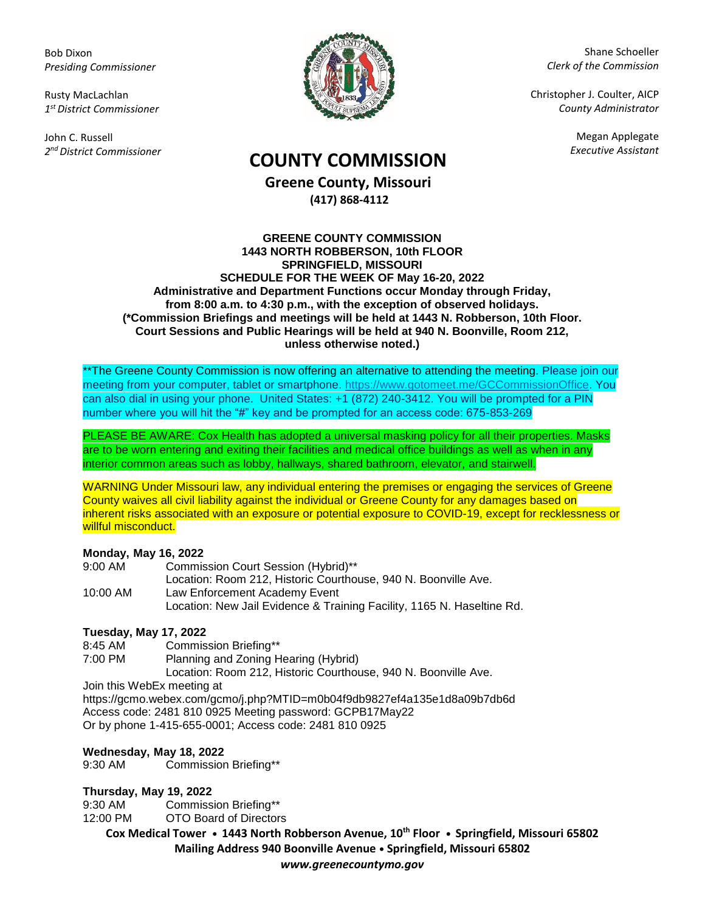Bob Dixon
*Presiding Commissioner*

Rusty MacLachlan
*1st District Commissioner*

John C. Russell
*2nd District Commissioner*

Shane Schoeller
*Clerk of the Commission*

Christopher J. Coulter, AICP
*County Administrator*

Megan Applegate
*Executive Assistant*

# COUNTY COMMISSION

## Greene County, Missouri

**(417) 868-4112**

**GREENE COUNTY COMMISSION**
**1443 NORTH ROBBERSON, 10th FLOOR**
**SPRINGFIELD, MISSOURI**
**SCHEDULE FOR THE WEEK OF May 16-20, 2022**
**Administrative and Department Functions occur Monday through Friday, from 8:00 a.m. to 4:30 p.m., with the exception of observed holidays.**
**(*Commission Briefings and meetings will be held at 1443 N. Robberson, 10th Floor. Court Sessions and Public Hearings will be held at 940 N. Boonville, Room 212, unless otherwise noted.)**

**The Greene County Commission is now offering an alternative to attending the meeting. Please join our meeting from your computer, tablet or smartphone. https://www.gotomeet.me/GCCommissionOffice. You can also dial in using your phone. United States: +1 (872) 240-3412. You will be prompted for a PIN number where you will hit the "#" key and be prompted for an access code: 675-853-269

PLEASE BE AWARE: Cox Health has adopted a universal masking policy for all their properties. Masks are to be worn entering and exiting their facilities and medical office buildings as well as when in any interior common areas such as lobby, hallways, shared bathroom, elevator, and stairwell.

WARNING Under Missouri law, any individual entering the premises or engaging the services of Greene County waives all civil liability against the individual or Greene County for any damages based on inherent risks associated with an exposure or potential exposure to COVID-19, except for recklessness or willful misconduct.

**Monday, May 16, 2022**

9:00 AM Commission Court Session (Hybrid)**
Location: Room 212, Historic Courthouse, 940 N. Boonville Ave.

10:00 AM Law Enforcement Academy Event
Location: New Jail Evidence & Training Facility, 1165 N. Haseltine Rd.

**Tuesday, May 17, 2022**

8:45 AM Commission Briefing**

7:00 PM Planning and Zoning Hearing (Hybrid)
Location: Room 212, Historic Courthouse, 940 N. Boonville Ave.

Join this WebEx meeting at
https://gcmo.webex.com/gcmo/j.php?MTID=m0b04f9db9827ef4a135e1d8a09b7db6d
Access code: 2481 810 0925 Meeting password: GCPB17May22
Or by phone 1-415-655-0001; Access code: 2481 810 0925

**Wednesday, May 18, 2022**

9:30 AM Commission Briefing**

**Thursday, May 19, 2022**

9:30 AM Commission Briefing**

12:00 PM OTO Board of Directors

**Cox Medical Tower • 1443 North Robberson Avenue, 10th Floor • Springfield, Missouri 65802**
**Mailing Address 940 Boonville Avenue • Springfield, Missouri 65802**
***www.greenecountymo.gov***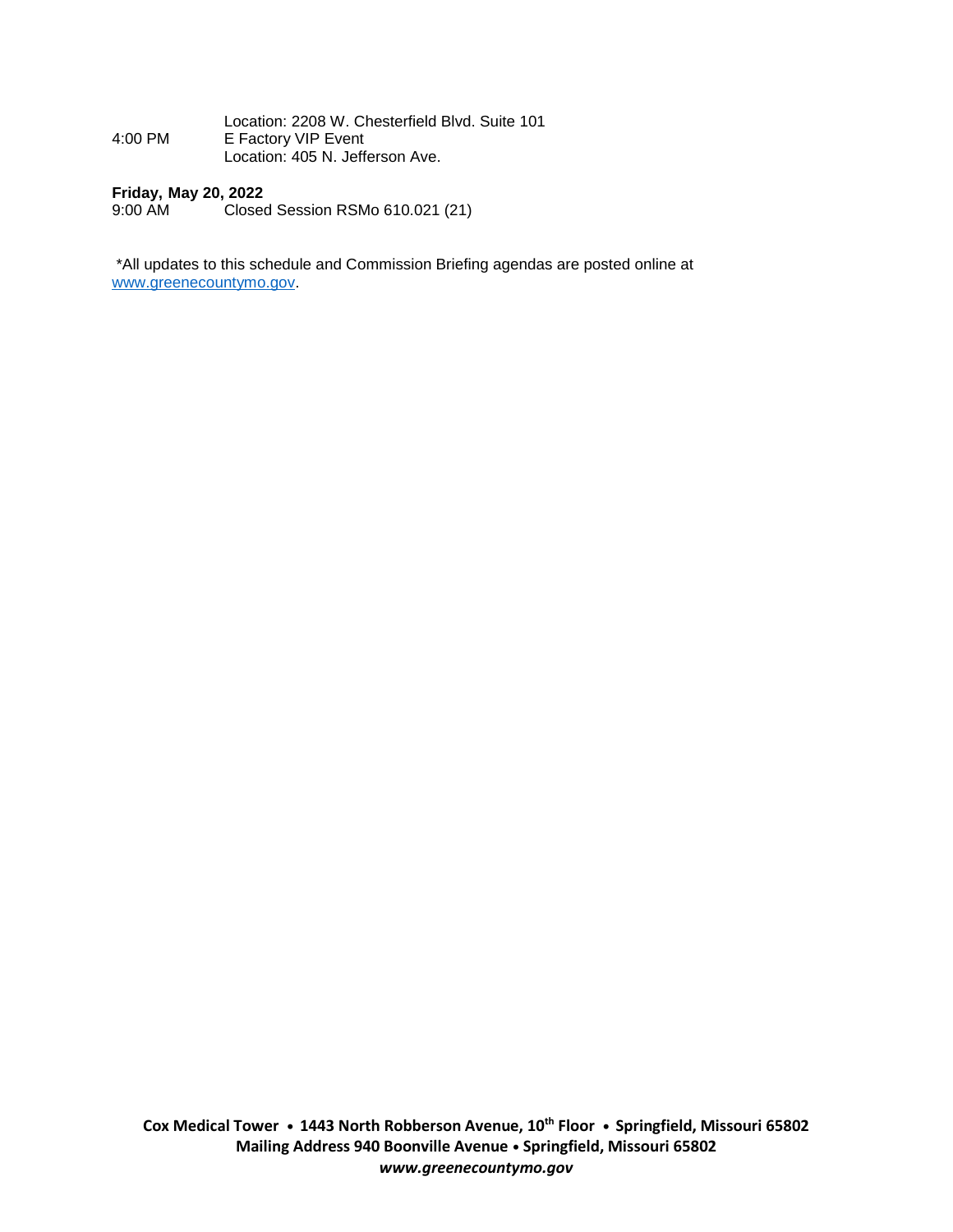Location: 2208 W. Chesterfield Blvd. Suite 101

4:00 PM E Factory VIP Event
Location: 405 N. Jefferson Ave.

**Friday, May 20, 2022**

9:00 AM Closed Session RSMo 610.021 (21)

*All updates to this schedule and Commission Briefing agendas are posted online at www.greenecountymo.gov.

**Cox Medical Tower • 1443 North Robberson Avenue, 10th Floor • Springfield, Missouri 65802**
**Mailing Address 940 Boonville Avenue • Springfield, Missouri 65802**
***www.greenecountymo.gov***